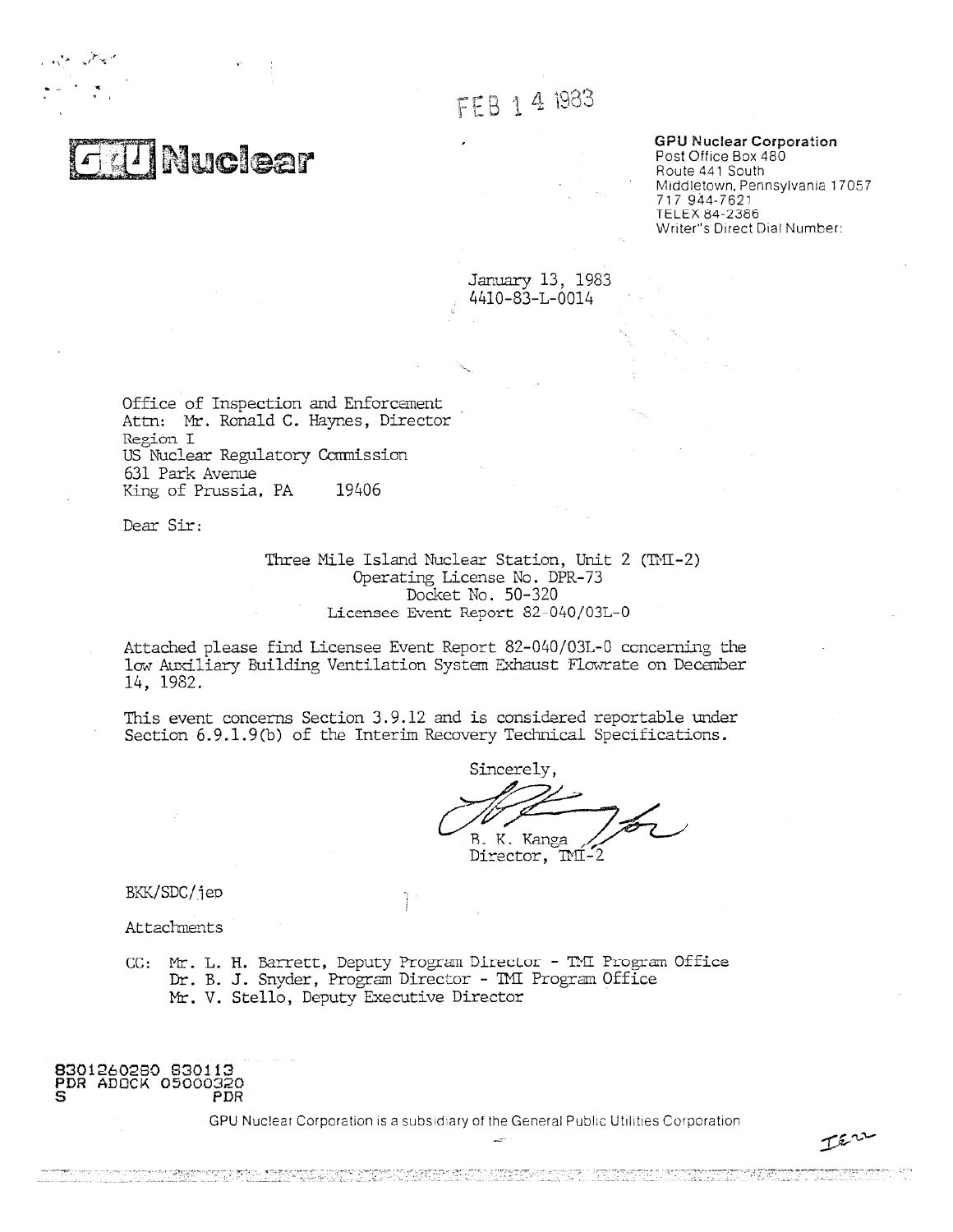FEB 14 1983

**GPU Nuclear**

**GPU Nuclear Corporation**
Post Office Box 480
Route 441 South
Middletown, Pennsylvania 17057
717 944-7621
TELEX 84-2386
Writer"s Direct Dial Number:

January 13, 1983
4410-83-L-0014

Office of Inspection and Enforcement
Attn: Mr. Ronald C. Haynes, Director
Region I
US Nuclear Regulatory Commission
631 Park Avenue
King of Prussia, PA 19406

Dear Sir:

Three Mile Island Nuclear Station, Unit 2 (TMI-2)
Operating License No. DPR-73
Docket No. 50-320
Licensee Event Report 82-040/03L-0

Attached please find Licensee Event Report 82-040/03L-0 concerning the low Auxiliary Building Ventilation System Exhaust Flowrate on December 14, 1982.

This event concerns Section 3.9.12 and is considered reportable under Section 6.9.1.9(b) of the Interim Recovery Technical Specifications.

Sincerely,

B. K. Kanga
Director, TMI-2

BKK/SDC/jep

Attachments

CC: Mr. L. H. Barrett, Deputy Program Director - TMI Program Office
Dr. B. J. Snyder, Program Director - TMI Program Office
Mr. V. Stello, Deputy Executive Director

8301260280 830113
PDR ADOCK 05000320
S PDR

GPU Nuclear Corporation is a subsidiary of the General Public Utilities Corporation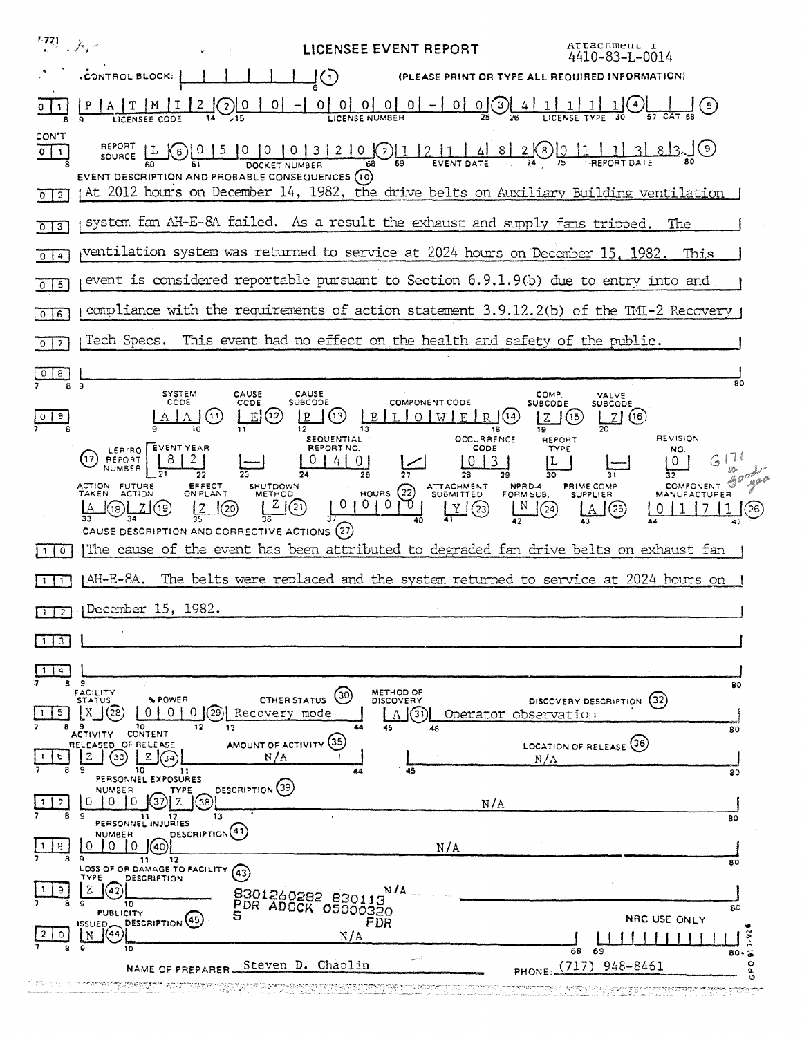Attachment 1
4410-83-L-0014

# LICENSEE EVENT REPORT

CONTROL BLOCK: (1) (PLEASE PRINT OR TYPE ALL REQUIRED INFORMATION)

| 0 1 | Licensee Code: P A T M I 2 (2) | License Number: 0 0 - 0 0 0 0 0 - 0 0 (3) | License Type: 4 1 1 1 1 (4) | CAT (5) |
|---|---|---|---|---|

| CON'T 0 1 | Report Source: L (6) | Docket Number: 0 5 0 0 0 3 2 0 (7) | Event Date: 1 2 1 4 8 2 (8) | Report Date: 0 1 1 3 8 3 (9) |
|---|---|---|---|---|

**EVENT DESCRIPTION AND PROBABLE CONSEQUENCES (10)**

At 2012 hours on December 14, 1982, the drive belts on Auxiliary Building ventilation system fan AH-E-8A failed. As a result the exhaust and supply fans tripped. The ventilation system was returned to service at 2024 hours on December 15, 1982. This event is considered reportable pursuant to Section 6.9.1.9(b) due to entry into and compliance with the requirements of action statement 3.9.12.2(b) of the TMI-2 Recovery Tech Specs. This event had no effect on the health and safety of the public.

| System Code | Cause Code | Cause Subcode | Component Code | Comp. Subcode | Valve Subcode |
|---|---|---|---|---|---|
| A A (11) | E (12) | B (13) | B L O W E R (14) | Z (15) | Z (16) |

| (17) LER/RO Report Number | Event Year | | Sequential Report No. | | Occurrence Code | Report Type | | Revision No. |
|---|---|---|---|---|---|---|---|---|
| | 8 2 | — | 0 4 0 | / | 0 3 | L | — | 0 |

| Action Taken | Future Action | Effect on Plant | Shutdown Method | Hours (22) | Attachment Submitted | NPRD-4 Form Sub. | Prime Comp. Supplier | Component Manufacturer |
|---|---|---|---|---|---|---|---|---|
| A (18) | Z (19) | Z (20) | Z (21) | 0 0 0 0 | Y (23) | N (24) | A (25) | 0 1 7 1 (26) |

G171 is good-yea

**CAUSE DESCRIPTION AND CORRECTIVE ACTIONS (27)**

The cause of the event has been attributed to degraded fan drive belts on exhaust fan AH-E-8A. The belts were replaced and the system returned to service at 2024 hours on December 15, 1982.

| Facility Status | % Power | Other Status (30) | Method of Discovery | Discovery Description (32) |
|---|---|---|---|---|
| X (28) | 0 0 0 (29) | Recovery mode | A (31) | Operator observation |

| Activity Released | Content of Release | Amount of Activity (35) | Location of Release (36) |
|---|---|---|---|
| Z (33) | Z (34) | N/A | N/A |

**PERSONNEL EXPOSURES**

| Number | Type | Description (39) |
|---|---|---|
| 0 0 0 (37) | Z (38) | N/A |

**PERSONNEL INJURIES**

| Number | Description (41) |
|---|---|
| 0 0 0 (40) | N/A |

**LOSS OF OR DAMAGE TO FACILITY (43)**

| Type | Description |
|---|---|
| Z (42) | N/A |

8301260282 830113
PDR ADOCK 05000320
S PDR

**PUBLICITY**

| Issued | Description (45) |
|---|---|
| N (44) | N/A |

NRC USE ONLY

NAME OF PREPARER Steven D. Chaplin PHONE: (717) 948-8461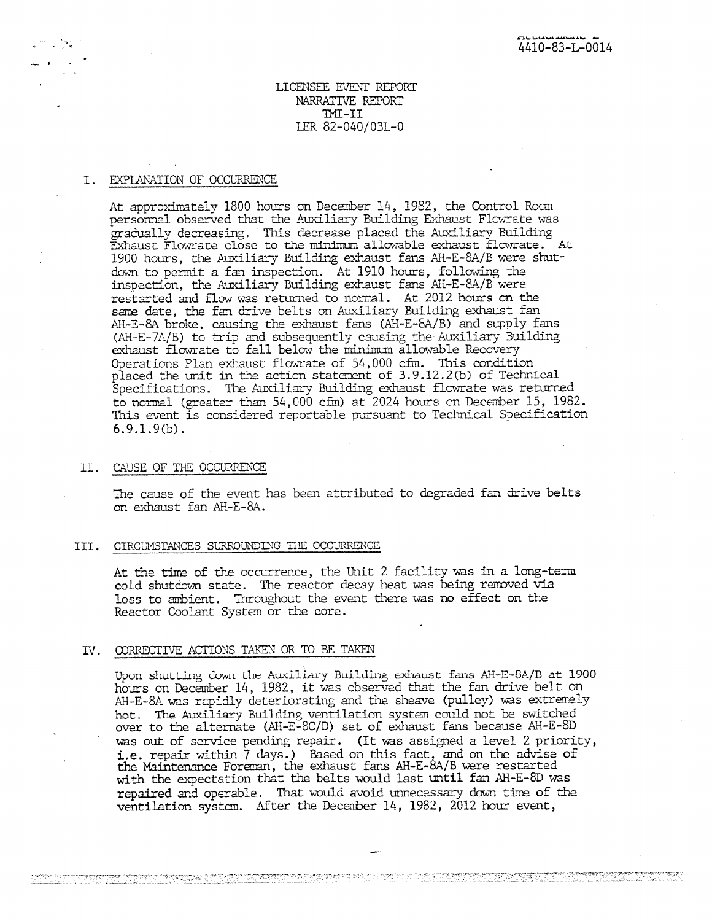4410-83-L-0014

LICENSEE EVENT REPORT
NARRATIVE REPORT
TMI-II
LER 82-040/03L-0

## I. EXPLANATION OF OCCURRENCE

At approximately 1800 hours on December 14, 1982, the Control Room personnel observed that the Auxiliary Building Exhaust Flowrate was gradually decreasing. This decrease placed the Auxiliary Building Exhaust Flowrate close to the minimum allowable exhaust flowrate. At 1900 hours, the Auxiliary Building exhaust fans AH-E-8A/B were shutdown to permit a fan inspection. At 1910 hours, following the inspection, the Auxiliary Building exhaust fans AH-E-8A/B were restarted and flow was returned to normal. At 2012 hours on the same date, the fan drive belts on Auxiliary Building exhaust fan AH-E-8A broke, causing the exhaust fans (AH-E-8A/B) and supply fans (AH-E-7A/B) to trip and subsequently causing the Auxiliary Building exhaust flowrate to fall below the minimum allowable Recovery Operations Plan exhaust flowrate of 54,000 cfm. This condition placed the unit in the action statement of 3.9.12.2(b) of Technical Specifications. The Auxiliary Building exhaust flowrate was returned to normal (greater than 54,000 cfm) at 2024 hours on December 15, 1982. This event is considered reportable pursuant to Technical Specification 6.9.1.9(b).

## II. CAUSE OF THE OCCURRENCE

The cause of the event has been attributed to degraded fan drive belts on exhaust fan AH-E-8A.

## III. CIRCUMSTANCES SURROUNDING THE OCCURRENCE

At the time of the occurrence, the Unit 2 facility was in a long-term cold shutdown state. The reactor decay heat was being removed via loss to ambient. Throughout the event there was no effect on the Reactor Coolant System or the core.

## IV. CORRECTIVE ACTIONS TAKEN OR TO BE TAKEN

Upon shutting down the Auxiliary Building exhaust fans AH-E-8A/B at 1900 hours on December 14, 1982, it was observed that the fan drive belt on AH-E-8A was rapidly deteriorating and the sheave (pulley) was extremely hot. The Auxiliary Building ventilation system could not be switched over to the alternate (AH-E-8C/D) set of exhaust fans because AH-E-8D was out of service pending repair. (It was assigned a level 2 priority, i.e. repair within 7 days.) Based on this fact, and on the advise of the Maintenance Foreman, the exhaust fans AH-E-8A/B were restarted with the expectation that the belts would last until fan AH-E-8D was repaired and operable. That would avoid unnecessary down time of the ventilation system. After the December 14, 1982, 2012 hour event,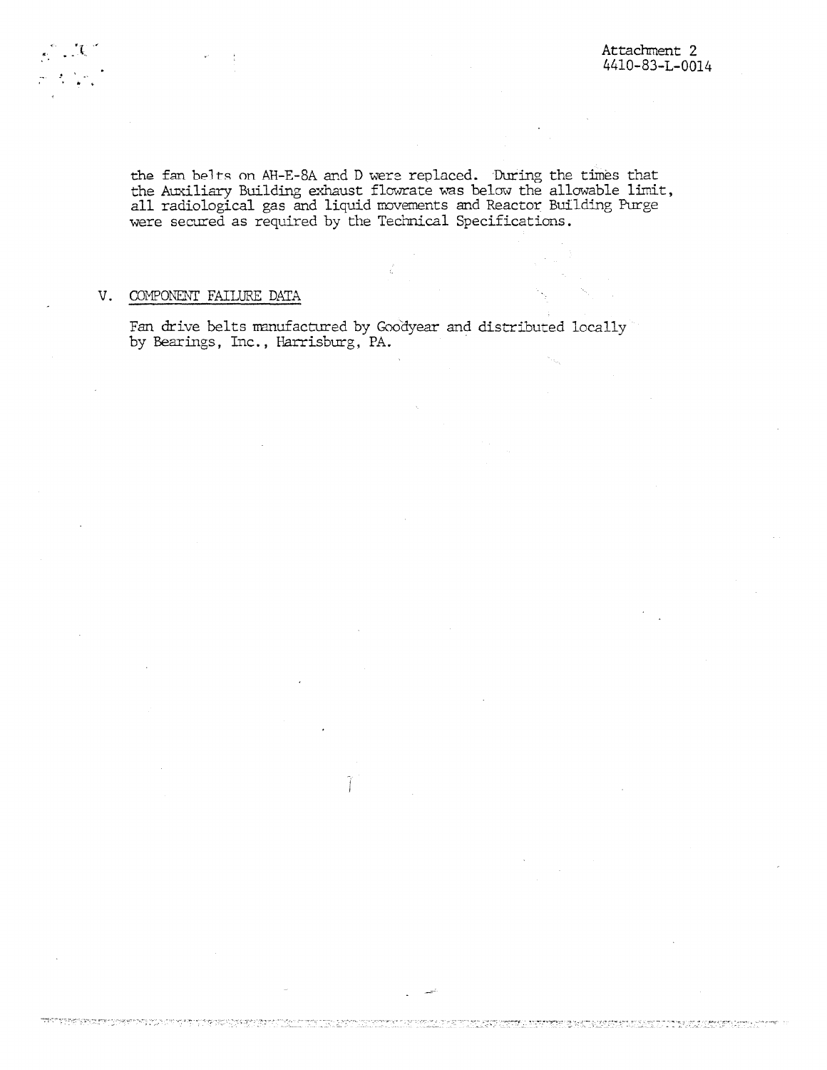Attachment 2
4410-83-L-0014

the fan belts on AH-E-8A and D were replaced. During the times that the Auxiliary Building exhaust flowrate was below the allowable limit, all radiological gas and liquid movements and Reactor Building Purge were secured as required by the Technical Specifications.

## V. COMPONENT FAILURE DATA

Fan drive belts manufactured by Goodyear and distributed locally by Bearings, Inc., Harrisburg, PA.